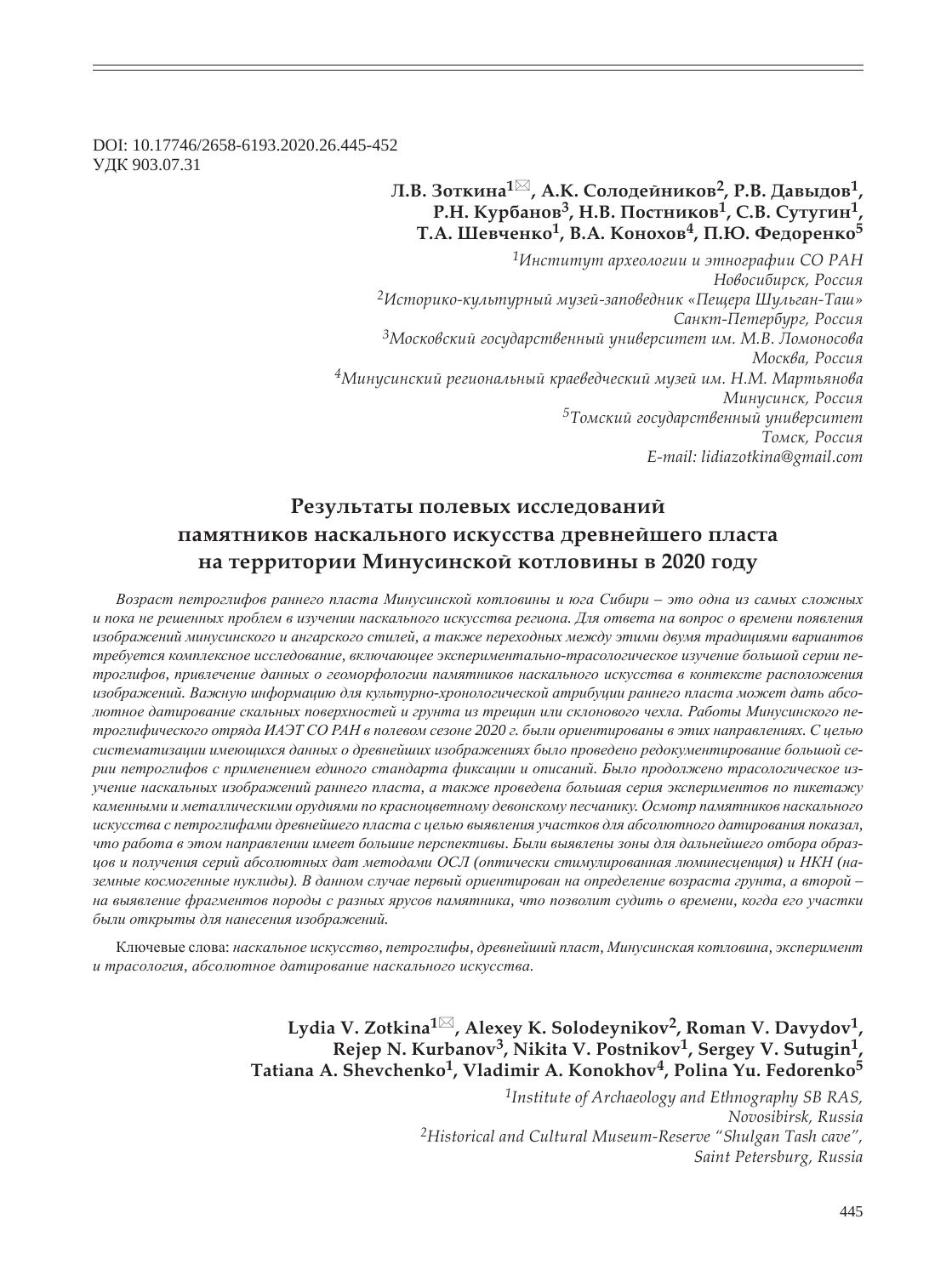DOI: 10.17746/2658-6193.2020.26.445-452
УДК 903.07.31

**Л.В. Зоткина[1]✉, А.К. Солодейников[2], Р.В. Давыдов[1], Р.Н. Курбанов[3], Н.В. Постников[1], С.В. Сутугин[1], Т.А. Шевченко[1], В.А. Конохов[4], П.Ю. Федоренко[5]**

*[1]Институт археологии и этнографии СО РАН
Новосибирск, Россия*
*[2]Историко-культурный музей-заповедник «Пещера Шульган-Таш»
Санкт-Петербург, Россия*
*[3]Московский государственный университет им. М.В. Ломоносова
Москва, Россия*
*[4]Минусинский региональный краеведческий музей им. Н.М. Мартьянова
Минусинск, Россия*
*[5]Томский государственный университет
Томск, Россия*
*E-mail: lidiazotkina@gmail.com*

# Результаты полевых исследований памятников наскального искусства древнейшего пласта на территории Минусинской котловины в 2020 году

*Возраст петроглифов раннего пласта Минусинской котловины и юга Сибири – это одна из самых сложных и пока не решенных проблем в изучении наскального искусства региона. Для ответа на вопрос о времени появления изображений минусинского и ангарского стилей, а также переходных между этими двумя традициями вариантов требуется комплексное исследование, включающее экспериментально-трасологическое изучение большой серии петроглифов, привлечение данных о геоморфологии памятников наскального искусства в контексте расположения изображений. Важную информацию для культурно-хронологической атрибуции раннего пласта может дать абсолютное датирование скальных поверхностей и грунта из трещин или склонового чехла. Работы Минусинского петроглифического отряда ИАЭТ СО РАН в полевом сезоне 2020 г. были ориентированы в этих направлениях. С целью систематизации имеющихся данных о древнейших изображениях было проведено редокументирование большой серии петроглифов с применением единого стандарта фиксации и описаний. Было продолжено трасологическое изучение наскальных изображений раннего пласта, а также проведена большая серия экспериментов по пикетажу каменными и металлическими орудиями по красноцветному девонскому песчанику. Осмотр памятников наскального искусства с петроглифами древнейшего пласта с целью выявления участков для абсолютного датирования показал, что работа в этом направлении имеет большие перспективы. Были выявлены зоны для дальнейшего отбора образцов и получения серий абсолютных дат методами ОСЛ (оптически стимулированная люминесценция) и НКН (наземные космогенные нуклиды). В данном случае первый ориентирован на определение возраста грунта, а второй – на выявление фрагментов породы с разных ярусов памятника, что позволит судить о времени, когда его участки были открыты для нанесения изображений.*

Ключевые слова: *наскальное искусство, петроглифы, древнейший пласт, Минусинская котловина, эксперимент и трасология, абсолютное датирование наскального искусства.*

**Lydia V. Zotkina[1]✉, Alexey K. Solodeynikov[2], Roman V. Davydov[1], Rejep N. Kurbanov[3], Nikita V. Postnikov[1], Sergey V. Sutugin[1], Tatiana A. Shevchenko[1], Vladimir A. Konokhov[4], Polina Yu. Fedorenko[5]**

*[1]Institute of Archaeology and Ethnography SB RAS,
Novosibirsk, Russia*
*[2]Historical and Cultural Museum-Reserve "Shulgan Tash cave",
Saint Petersburg, Russia*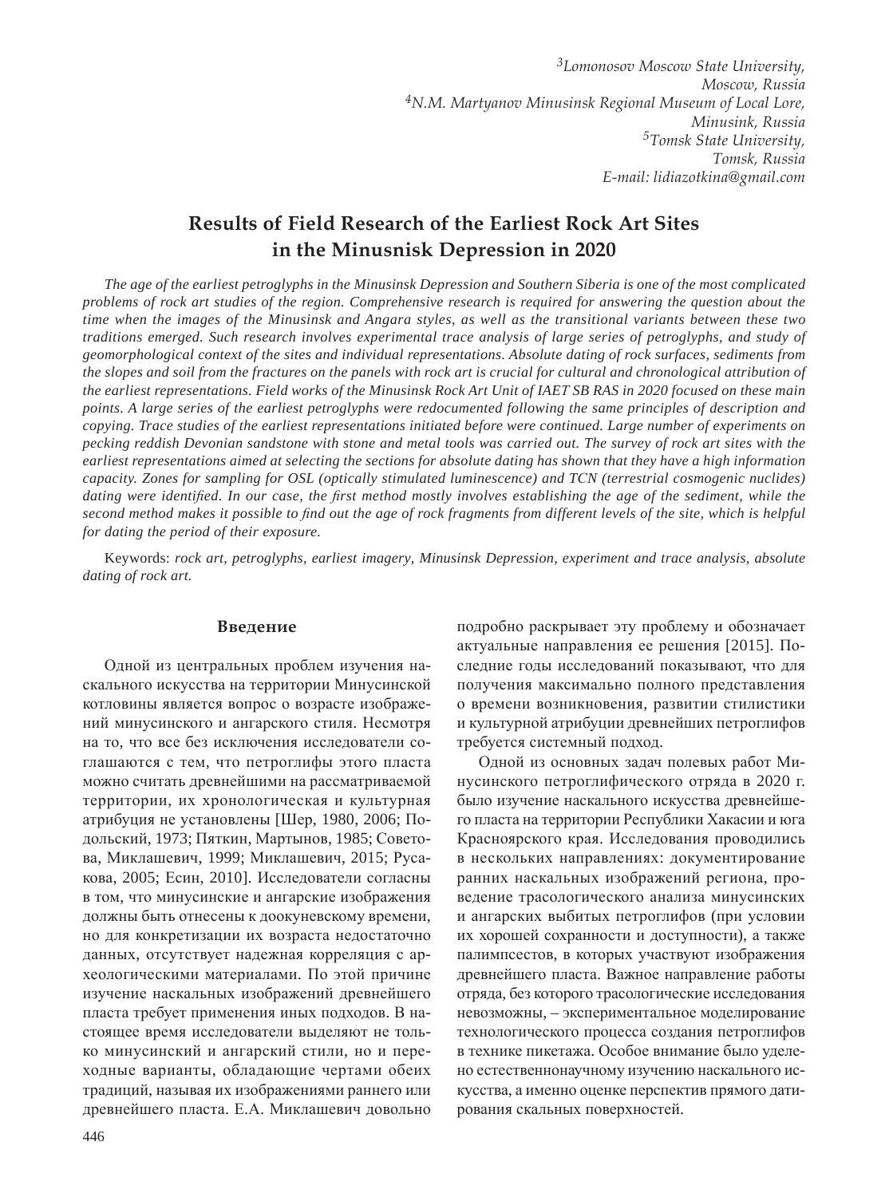[3]*Lomonosov Moscow State University,*
*Moscow, Russia*
[4]*N.M. Martyanov Minusinsk Regional Museum of Local Lore,*
*Minusink, Russia*
[5]*Tomsk State University,*
*Tomsk, Russia*
*E-mail: lidiazotkina@gmail.com*

## Results of Field Research of the Earliest Rock Art Sites in the Minusnisk Depression in 2020

*The age of the earliest petroglyphs in the Minusinsk Depression and Southern Siberia is one of the most complicated problems of rock art studies of the region. Comprehensive research is required for answering the question about the time when the images of the Minusinsk and Angara styles, as well as the transitional variants between these two traditions emerged. Such research involves experimental trace analysis of large series of petroglyphs, and study of geomorphological context of the sites and individual representations. Absolute dating of rock surfaces, sediments from the slopes and soil from the fractures on the panels with rock art is crucial for cultural and chronological attribution of the earliest representations. Field works of the Minusinsk Rock Art Unit of IAET SB RAS in 2020 focused on these main points. A large series of the earliest petroglyphs were redocumented following the same principles of description and copying. Trace studies of the earliest representations initiated before were continued. Large number of experiments on pecking reddish Devonian sandstone with stone and metal tools was carried out. The survey of rock art sites with the earliest representations aimed at selecting the sections for absolute dating has shown that they have a high information capacity. Zones for sampling for OSL (optically stimulated luminescence) and TCN (terrestrial cosmogenic nuclides) dating were identified. In our case, the first method mostly involves establishing the age of the sediment, while the second method makes it possible to find out the age of rock fragments from different levels of the site, which is helpful for dating the period of their exposure.*

Keywords: *rock art, petroglyphs, earliest imagery, Minusinsk Depression, experiment and trace analysis, absolute dating of rock art.*

### Введение

Одной из центральных проблем изучения наскального искусства на территории Минусинской котловины является вопрос о возрасте изображений минусинского и ангарского стиля. Несмотря на то, что все без исключения исследователи соглашаются с тем, что петроглифы этого пласта можно считать древнейшими на рассматриваемой территории, их хронологическая и культурная атрибуция не установлены [Шер, 1980, 2006; Подольский, 1973; Пяткин, Мартынов, 1985; Советова, Миклашевич, 1999; Миклашевич, 2015; Русакова, 2005; Есин, 2010]. Исследователи согласны в том, что минусинские и ангарские изображения должны быть отнесены к доокуневскому времени, но для конкретизации их возраста недостаточно данных, отсутствует надежная корреляция с археологическими материалами. По этой причине изучение наскальных изображений древнейшего пласта требует применения иных подходов. В настоящее время исследователи выделяют не только минусинский и ангарский стили, но и переходные варианты, обладающие чертами обеих традиций, называя их изображениями раннего или древнейшего пласта. Е.А. Миклашевич довольно подробно раскрывает эту проблему и обозначает актуальные направления ее решения [2015]. Последние годы исследований показывают, что для получения максимально полного представления о времени возникновения, развитии стилистики и культурной атрибуции древнейших петроглифов требуется системный подход.

Одной из основных задач полевых работ Минусинского петроглифического отряда в 2020 г. было изучение наскального искусства древнейшего пласта на территории Республики Хакасии и юга Красноярского края. Исследования проводились в нескольких направлениях: документирование ранних наскальных изображений региона, проведение трасологического анализа минусинских и ангарских выбитых петроглифов (при условии их хорошей сохранности и доступности), а также палимпсестов, в которых участвуют изображения древнейшего пласта. Важное направление работы отряда, без которого трасологические исследования невозможны, – экспериментальное моделирование технологического процесса создания петроглифов в технике пикетажа. Особое внимание было уделено естественнонаучному изучению наскального искусства, а именно оценке перспектив прямого датирования скальных поверхностей.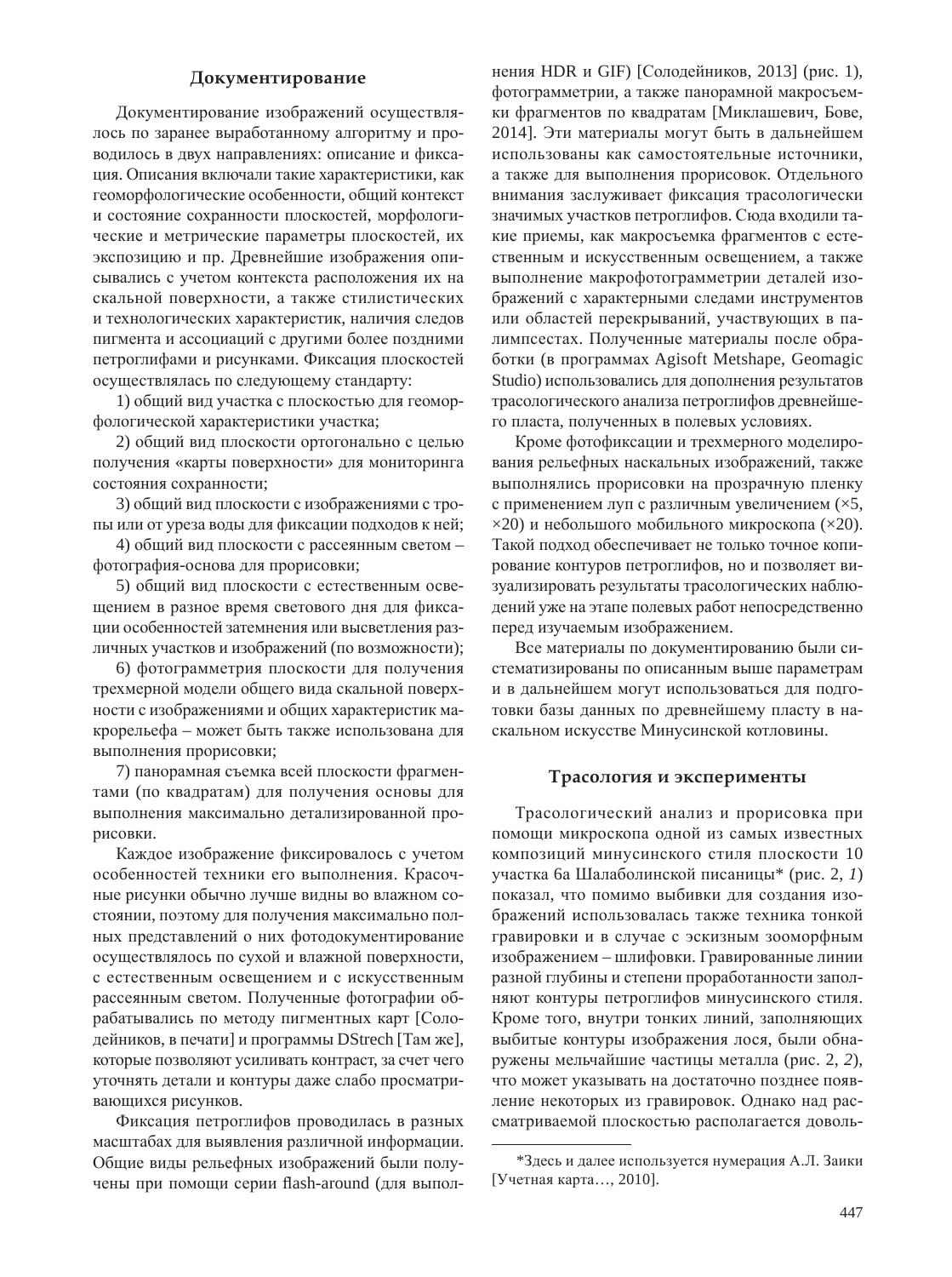## Документирование

Документирование изображений осуществлялось по заранее выработанному алгоритму и проводилось в двух направлениях: описание и фиксация. Описания включали такие характеристики, как геоморфологические особенности, общий контекст и состояние сохранности плоскостей, морфологические и метрические параметры плоскостей, их экспозицию и пр. Древнейшие изображения описывались с учетом контекста расположения их на скальной поверхности, а также стилистических и технологических характеристик, наличия следов пигмента и ассоциаций с другими более поздними петроглифами и рисунками. Фиксация плоскостей осуществлялась по следующему стандарту:

1) общий вид участка с плоскостью для геоморфологической характеристики участка;

2) общий вид плоскости ортогонально с целью получения «карты поверхности» для мониторинга состояния сохранности;

3) общий вид плоскости с изображениями с тропы или от уреза воды для фиксации подходов к ней;

4) общий вид плоскости с рассеянным светом – фотография-основа для прорисовки;

5) общий вид плоскости с естественным освещением в разное время светового дня для фиксации особенностей затемнения или высветления различных участков и изображений (по возможности);

6) фотограмметрия плоскости для получения трехмерной модели общего вида скальной поверхности с изображениями и общих характеристик макрорельефа – может быть также использована для выполнения прорисовки;

7) панорамная съемка всей плоскости фрагментами (по квадратам) для получения основы для выполнения максимально детализированной прорисовки.

Каждое изображение фиксировалось с учетом особенностей техники его выполнения. Красочные рисунки обычно лучше видны во влажном состоянии, поэтому для получения максимально полных представлений о них фотодокументирование осуществлялось по сухой и влажной поверхности, с естественным освещением и с искусственным рассеянным светом. Полученные фотографии обрабатывались по методу пигментных карт [Солодейников, в печати] и программы DStrech [Там же], которые позволяют усиливать контраст, за счет чего уточнять детали и контуры даже слабо просматривающихся рисунков.

Фиксация петроглифов проводилась в разных масштабах для выявления различной информации. Общие виды рельефных изображений были получены при помощи серии flash-around (для выполнения HDR и GIF) [Солодейников, 2013] (рис. 1), фотограмметрии, а также панорамной макросъемки фрагментов по квадратам [Миклашевич, Бове, 2014]. Эти материалы могут быть в дальнейшем использованы как самостоятельные источники, а также для выполнения прорисовок. Отдельного внимания заслуживает фиксация трасологически значимых участков петроглифов. Сюда входили такие приемы, как макросъемка фрагментов с естественным и искусственным освещением, а также выполнение макрофотограмметрии деталей изображений с характерными следами инструментов или областей перекрываний, участвующих в палимпсестах. Полученные материалы после обработки (в программах Agisoft Metshape, Geomagic Studio) использовались для дополнения результатов трасологического анализа петроглифов древнейшего пласта, полученных в полевых условиях.

Кроме фотофиксации и трехмерного моделирования рельефных наскальных изображений, также выполнялись прорисовки на прозрачную пленку с применением луп с различным увеличением (×5, ×20) и небольшого мобильного микроскопа (×20). Такой подход обеспечивает не только точное копирование контуров петроглифов, но и позволяет визуализировать результаты трасологических наблюдений уже на этапе полевых работ непосредственно перед изучаемым изображением.

Все материалы по документированию были систематизированы по описанным выше параметрам и в дальнейшем могут использоваться для подготовки базы данных по древнейшему пласту в наскальном искусстве Минусинской котловины.

## Трасология и эксперименты

Трасологический анализ и прорисовка при помощи микроскопа одной из самых известных композиций минусинского стиля плоскости 10 участка 6а Шалаболинской писаницы* (рис. 2, *1*) показал, что помимо выбивки для создания изображений использовалась также техника тонкой гравировки и в случае с эскизным зооморфным изображением – шлифовки. Гравированные линии разной глубины и степени проработанности заполняют контуры петроглифов минусинского стиля. Кроме того, внутри тонких линий, заполняющих выбитые контуры изображения лося, были обнаружены мельчайшие частицы металла (рис. 2, *2*), что может указывать на достаточно позднее появление некоторых из гравировок. Однако над рассматриваемой плоскостью располагается доволь-

*Здесь и далее используется нумерация А.Л. Заики [Учетная карта…, 2010].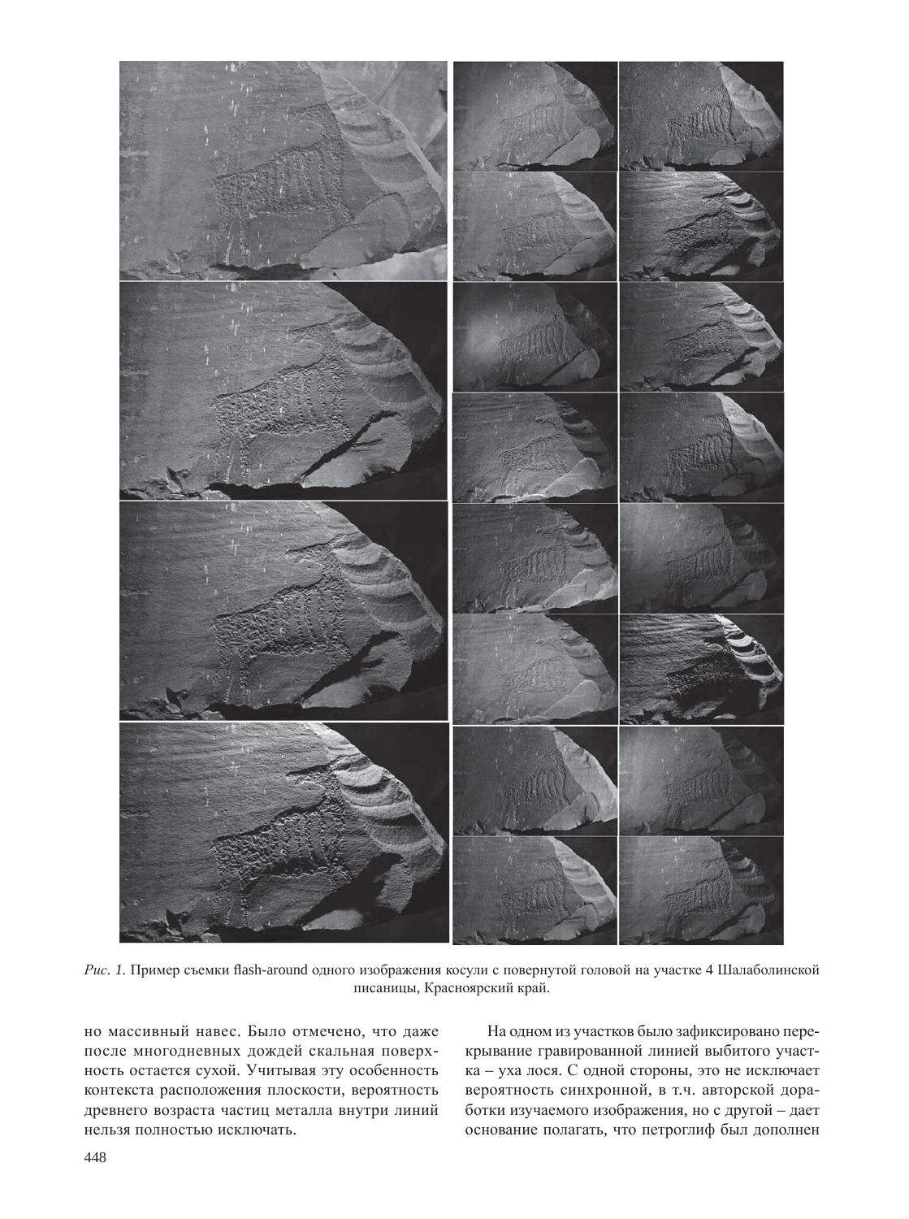*Рис. 1.* Пример съемки flash-around одного изображения косули с повернутой головой на участке 4 Шалаболинской писаницы, Красноярский край.

но массивный навес. Было отмечено, что даже после многодневных дождей скальная поверхность остается сухой. Учитывая эту особенность контекста расположения плоскости, вероятность древнего возраста частиц металла внутри линий нельзя полностью исключать.

На одном из участков было зафиксировано перекрывание гравированной линией выбитого участка – уха лося. С одной стороны, это не исключает вероятность синхронной, в т.ч. авторской доработки изучаемого изображения, но с другой – дает основание полагать, что петроглиф был дополнен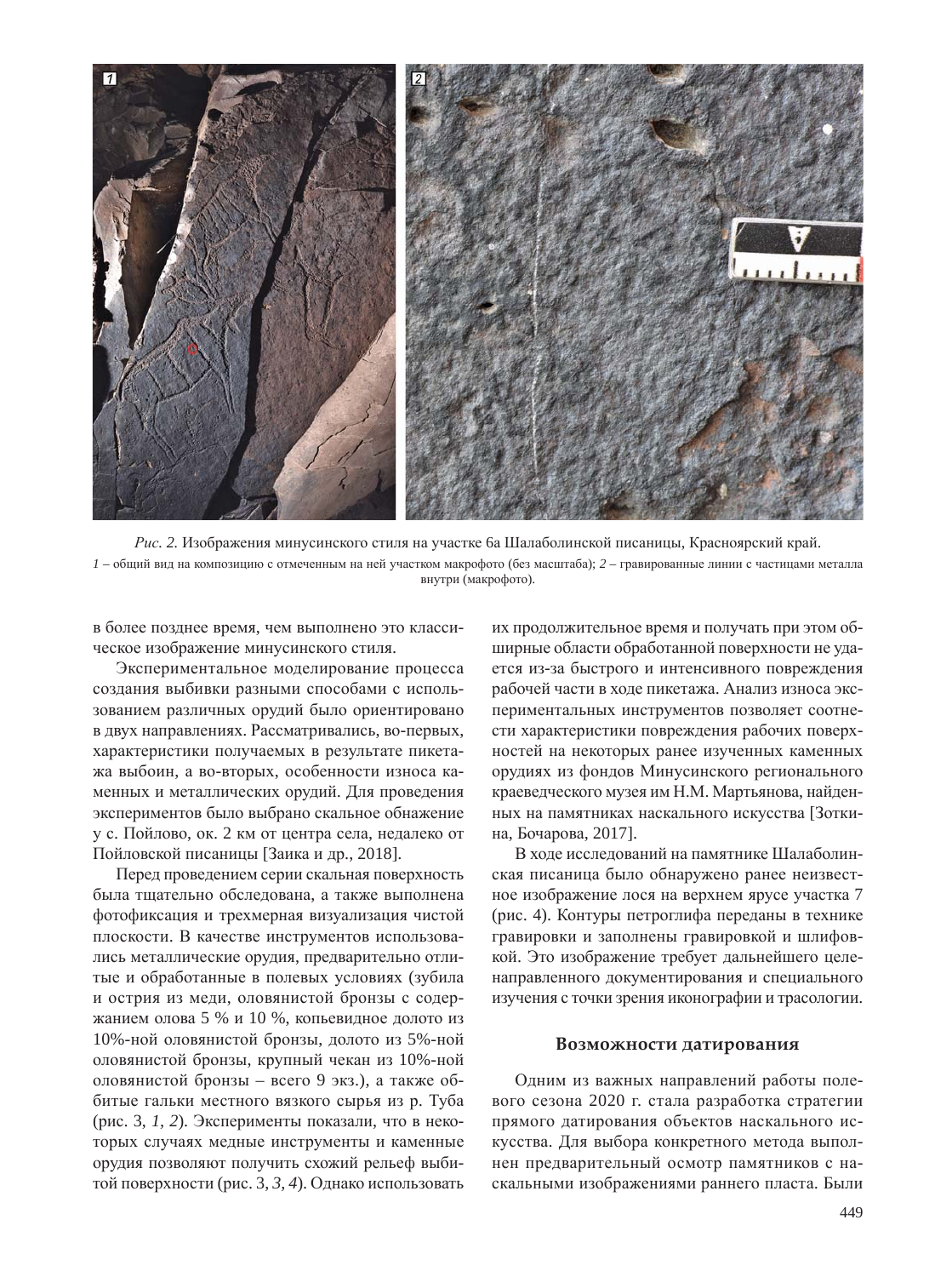*Рис. 2.* Изображения минусинского стиля на участке 6а Шалаболинской писаницы, Красноярский край.
*1* – общий вид на композицию с отмеченным на ней участком макрофото (без масштаба); *2* – гравированные линии с частицами металла внутри (макрофото).

в более позднее время, чем выполнено это классическое изображение минусинского стиля.

Экспериментальное моделирование процесса создания выбивки разными способами с использованием различных орудий было ориентировано в двух направлениях. Рассматривались, во-первых, характеристики получаемых в результате пикетажа выбоин, а во-вторых, особенности износа каменных и металлических орудий. Для проведения экспериментов было выбрано скальное обнажение у с. Пойлово, ок. 2 км от центра села, недалеко от Пойловской писаницы [Заика и др., 2018].

Перед проведением серии скальная поверхность была тщательно обследована, а также выполнена фотофиксация и трехмерная визуализация чистой плоскости. В качестве инструментов использовались металлические орудия, предварительно отлитые и обработанные в полевых условиях (зубила и острия из меди, оловянистой бронзы с содержанием олова 5 % и 10 %, копьевидное долото из 10%-ной оловянистой бронзы, долото из 5%-ной оловянистой бронзы, крупный чекан из 10%-ной оловянистой бронзы – всего 9 экз.), а также оббитые гальки местного вязкого сырья из р. Туба (рис. 3, *1, 2*). Эксперименты показали, что в некоторых случаях медные инструменты и каменные орудия позволяют получить схожий рельеф выбитой поверхности (рис. 3, *3, 4*). Однако использовать их продолжительное время и получать при этом обширные области обработанной поверхности не удается из-за быстрого и интенсивного повреждения рабочей части в ходе пикетажа. Анализ износа экспериментальных инструментов позволяет соотнести характеристики повреждения рабочих поверхностей на некоторых ранее изученных каменных орудиях из фондов Минусинского регионального краеведческого музея им Н.М. Мартьянова, найденных на памятниках наскального искусства [Зоткина, Бочарова, 2017].

В ходе исследований на памятнике Шалаболинская писаница было обнаружено ранее неизвестное изображение лося на верхнем ярусе участка 7 (рис. 4). Контуры петроглифа переданы в технике гравировки и заполнены гравировкой и шлифовкой. Это изображение требует дальнейшего целенаправленного документирования и специального изучения с точки зрения иконографии и трасологии.

## Возможности датирования

Одним из важных направлений работы полевого сезона 2020 г. стала разработка стратегии прямого датирования объектов наскального искусства. Для выбора конкретного метода выполнен предварительный осмотр памятников с наскальными изображениями раннего пласта. Были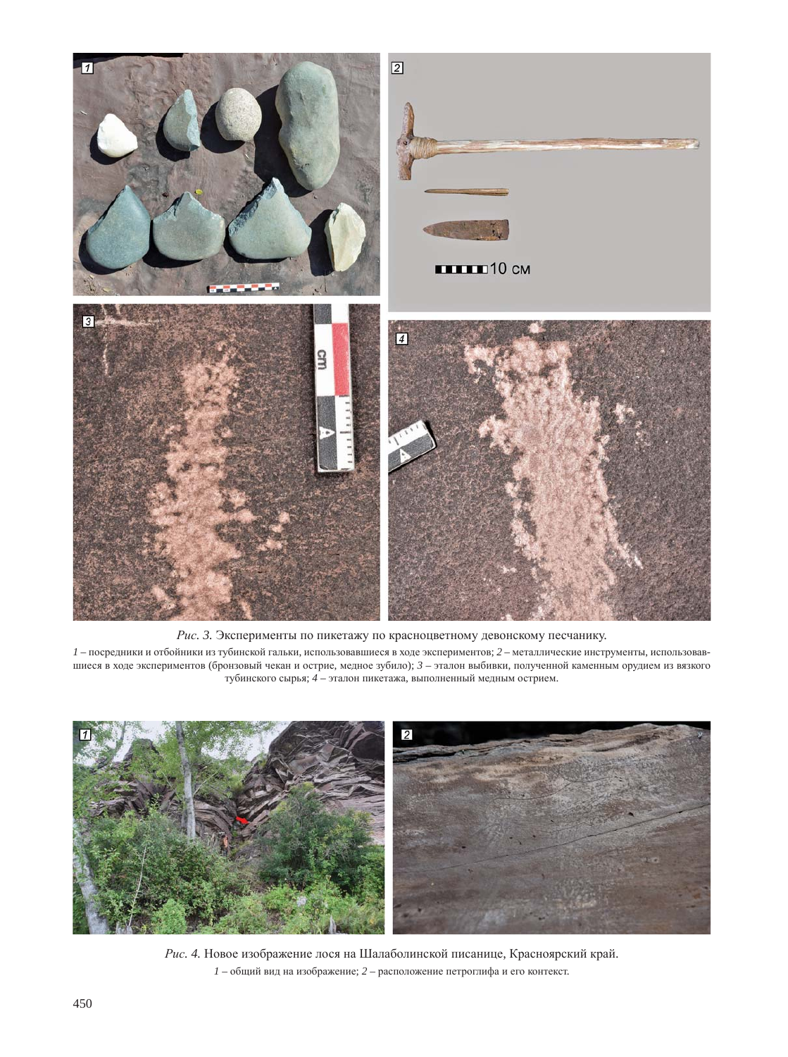*Рис. 3.* Эксперименты по пикетажу по красноцветному девонскому песчанику.

*1* – посредники и отбойники из тубинской гальки, использовавшиеся в ходе экспериментов; *2* – металлические инструменты, использовавшиеся в ходе экспериментов (бронзовый чекан и острие, медное зубило); *3* – эталон выбивки, полученной каменным орудием из вязкого тубинского сырья; *4* – эталон пикетажа, выполненный медным острием.

*Рис. 4.* Новое изображение лося на Шалаболинской писанице, Красноярский край.

*1* – общий вид на изображение; *2* – расположение петроглифа и его контекст.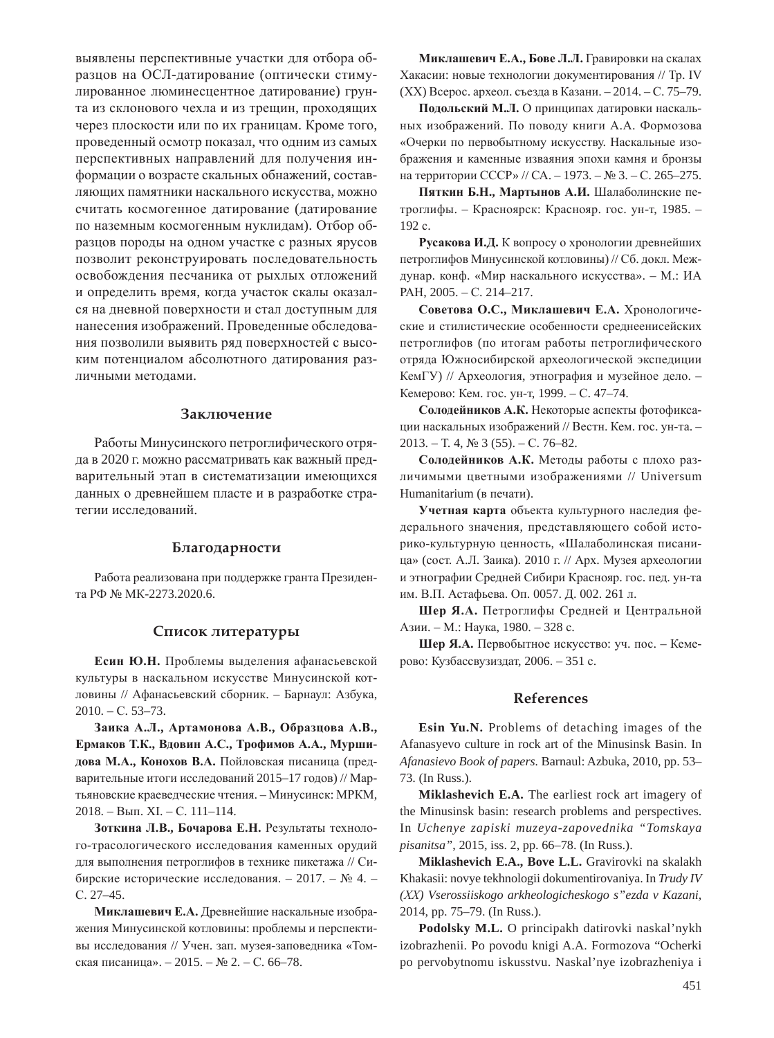выявлены перспективные участки для отбора образцов на ОСЛ-датирование (оптически стимулированное люминесцентное датирование) грунта из склонового чехла и из трещин, проходящих через плоскости или по их границам. Кроме того, проведенный осмотр показал, что одним из самых перспективных направлений для получения информации о возрасте скальных обнажений, составляющих памятники наскального искусства, можно считать космогенное датирование (датирование по наземным космогенным нуклидам). Отбор образцов породы на одном участке с разных ярусов позволит реконструировать последовательность освобождения песчаника от рыхлых отложений и определить время, когда участок скалы оказался на дневной поверхности и стал доступным для нанесения изображений. Проведенные обследования позволили выявить ряд поверхностей с высоким потенциалом абсолютного датирования различными методами.

## Заключение

Работы Минусинского петроглифического отряда в 2020 г. можно рассматривать как важный предварительный этап в систематизации имеющихся данных о древнейшем пласте и в разработке стратегии исследований.

## Благодарности

Работа реализована при поддержке гранта Президента РФ № МК-2273.2020.6.

## Список литературы

**Есин Ю.Н.** Проблемы выделения афанасьевской культуры в наскальном искусстве Минусинской котловины // Афанасьевский сборник. – Барнаул: Азбука, 2010. – С. 53–73.

**Заика А.Л., Артамонова А.В., Образцова А.В., Ермаков Т.К., Вдовин А.С., Трофимов А.А., Муршидова М.А., Конохов В.А.** Пойловская писаница (предварительные итоги исследований 2015–17 годов) // Мартьяновские краеведческие чтения. – Минусинск: МРКМ, 2018. – Вып. XI. – С. 111–114.

**Зоткина Л.В., Бочарова Е.Н.** Результаты технолого-трасологического исследования каменных орудий для выполнения петроглифов в технике пикетажа // Сибирские исторические исследования. – 2017. – № 4. – С. 27–45.

**Миклашевич Е.А.** Древнейшие наскальные изображения Минусинской котловины: проблемы и перспективы исследования // Учен. зап. музея-заповедника «Томская писаница». – 2015. – № 2. – С. 66–78.

**Миклашевич Е.А., Бове Л.Л.** Гравировки на скалах Хакасии: новые технологии документирования // Тр. IV (XX) Всерос. археол. съезда в Казани. – 2014. – С. 75–79.

**Подольский М.Л.** О принципах датировки наскальных изображений. По поводу книги А.А. Формозова «Очерки по первобытному искусству. Наскальные изображения и каменные изваяния эпохи камня и бронзы на территории СССР» // СА. – 1973. – № 3. – С. 265–275.

**Пяткин Б.Н., Мартынов А.И.** Шалаболинские петроглифы. – Красноярск: Краснояр. гос. ун-т, 1985. – 192 с.

**Русакова И.Д.** К вопросу о хронологии древнейших петроглифов Минусинской котловины) // Сб. докл. Междунар. конф. «Мир наскального искусства». – М.: ИА РАН, 2005. – С. 214–217.

**Советова О.С., Миклашевич Е.А.** Хронологические и стилистические особенности среднеенисейских петроглифов (по итогам работы петроглифического отряда Южносибирской археологической экспедиции КемГУ) // Археология, этнография и музейное дело. – Кемерово: Кем. гос. ун-т, 1999. – С. 47–74.

**Солодейников А.К.** Некоторые аспекты фотофиксации наскальных изображений // Вестн. Кем. гос. ун-та. – 2013. – Т. 4, № 3 (55). – С. 76–82.

**Солодейников А.К.** Методы работы с плохо различимыми цветными изображениями // Universum Humanitarium (в печати).

**Учетная карта** объекта культурного наследия федерального значения, представляющего собой историко-культурную ценность, «Шалаболинская писаница» (сост. А.Л. Заика). 2010 г. // Арх. Музея археологии и этнографии Средней Сибири Краснояр. гос. пед. ун-та им. В.П. Астафьева. Оп. 0057. Д. 002. 261 л.

**Шер Я.А.** Петроглифы Средней и Центральной Азии. – М.: Наука, 1980. – 328 с.

**Шер Я.А.** Первобытное искусство: уч. пос. – Кемерово: Кузбассвузиздат, 2006. – 351 с.

## References

**Esin Yu.N.** Problems of detaching images of the Afanasyevo culture in rock art of the Minusinsk Basin. In *Afanasievo Book of papers.* Barnaul: Azbuka, 2010, pp. 53–73. (In Russ.).

**Miklashevich E.A.** The earliest rock art imagery of the Minusinsk basin: research problems and perspectives. In *Uchenye zapiski muzeya-zapovednika "Tomskaya pisanitsa"*, 2015, iss. 2, pp. 66–78. (In Russ.).

**Miklashevich E.A., Bove L.L.** Gravirovki na skalakh Khakasii: novye tekhnologii dokumentirovaniya. In *Trudy IV (XX) Vserossiiskogo arkheologicheskogo s"ezda v Kazani*, 2014, pp. 75–79. (In Russ.).

**Podolsky M.L.** O principakh datirovki naskal'nykh izobrazhenii. Po povodu knigi A.A. Formozova "Ocherki po pervobytnomu iskusstvu. Naskal'nye izobrazheniya i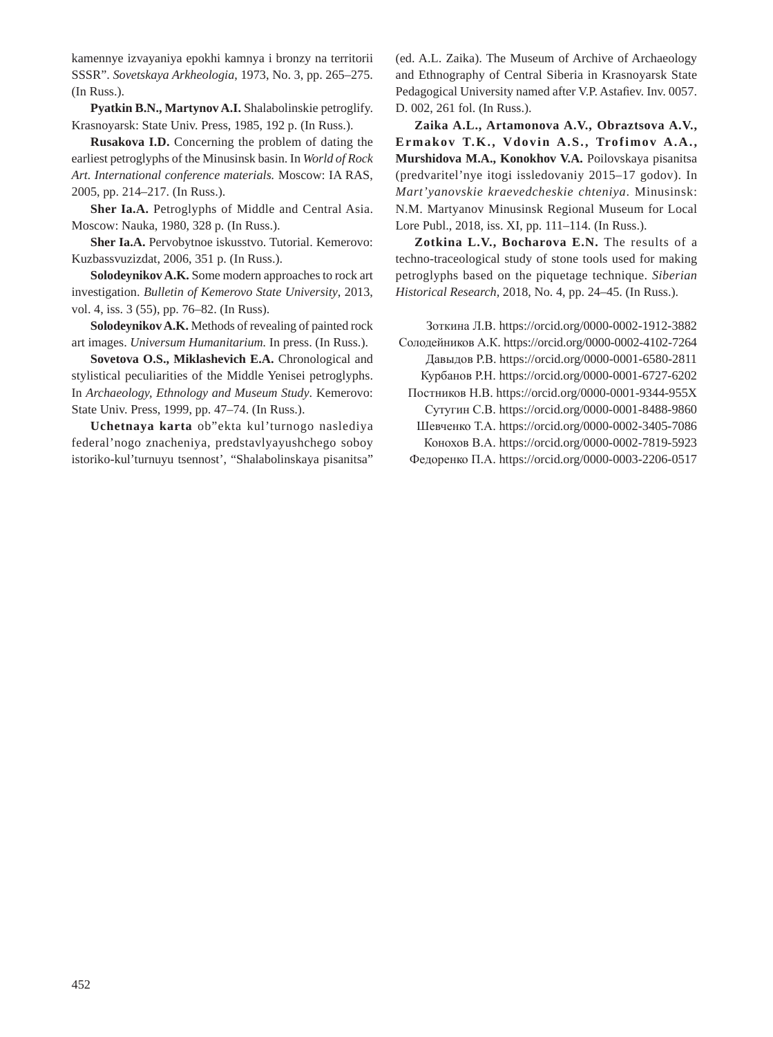kamennye izvayaniya epokhi kamnya i bronzy na territorii SSSR". *Sovetskaya Arkheologia*, 1973, No. 3, pp. 265–275. (In Russ.).

**Pyatkin B.N., Martynov A.I.** Shalabolinskie petroglify. Krasnoyarsk: State Univ. Press, 1985, 192 p. (In Russ.).

**Rusakova I.D.** Concerning the problem of dating the earliest petroglyphs of the Minusinsk basin. In *World of Rock Art. International conference materials.* Moscow: IA RAS, 2005, pp. 214–217. (In Russ.).

**Sher Ia.A.** Petroglyphs of Middle and Central Asia. Moscow: Nauka, 1980, 328 p. (In Russ.).

**Sher Ia.A.** Pervobytnoe iskusstvo. Tutorial. Kemerovo: Kuzbassvuzizdat, 2006, 351 p. (In Russ.).

**Solodeynikov A.K.** Some modern approaches to rock art investigation. *Bulletin of Kemerovo State University*, 2013, vol. 4, iss. 3 (55), pp. 76–82. (In Russ).

**Solodeynikov A.K.** Methods of revealing of painted rock art images. *Universum Humanitarium.* In press. (In Russ.).

**Sovetova O.S., Miklashevich E.A.** Chronological and stylistical peculiarities of the Middle Yenisei petroglyphs. In *Archaeology, Ethnology and Museum Study*. Kemerovo: State Univ. Press, 1999, pp. 47–74. (In Russ.).

**Uchetnaya karta** ob"ekta kul'turnogo naslediya federal'nogo znacheniya, predstavlyayushchego soboy istoriko-kul'turnuyu tsennost', "Shalabolinskaya pisanitsa" (ed. A.L. Zaika). The Museum of Archive of Archaeology and Ethnography of Central Siberia in Krasnoyarsk State Pedagogical University named after V.P. Astafiev. Inv. 0057. D. 002, 261 fol. (In Russ.).

**Zaika A.L., Artamonova A.V., Obraztsova A.V., Ermakov T.K., Vdovin A.S., Trofimov A.A., Murshidova M.A., Konokhov V.A.** Poilovskaya pisanitsa (predvaritel'nye itogi issledovaniy 2015–17 godov). In *Mart'yanovskie kraevedcheskie chteniya*. Minusinsk: N.M. Martyanov Minusinsk Regional Museum for Local Lore Publ., 2018, iss. XI, pp. 111–114. (In Russ.).

**Zotkina L.V., Bocharova E.N.** The results of a techno-traceological study of stone tools used for making petroglyphs based on the piquetage technique. *Siberian Historical Research*, 2018, No. 4, pp. 24–45. (In Russ.).

Зоткина Л.В. https://orcid.org/0000-0002-1912-3882
Солодейников А.К. https://orcid.org/0000-0002-4102-7264
Давыдов Р.В. https://orcid.org/0000-0001-6580-2811
Курбанов Р.Н. https://orcid.org/0000-0001-6727-6202
Постников Н.В. https://orcid.org/0000-0001-9344-955X
Сутугин С.В. https://orcid.org/0000-0001-8488-9860
Шевченко Т.А. https://orcid.org/0000-0002-3405-7086
Конохов В.А. https://orcid.org/0000-0002-7819-5923
Федоренко П.А. https://orcid.org/0000-0003-2206-0517